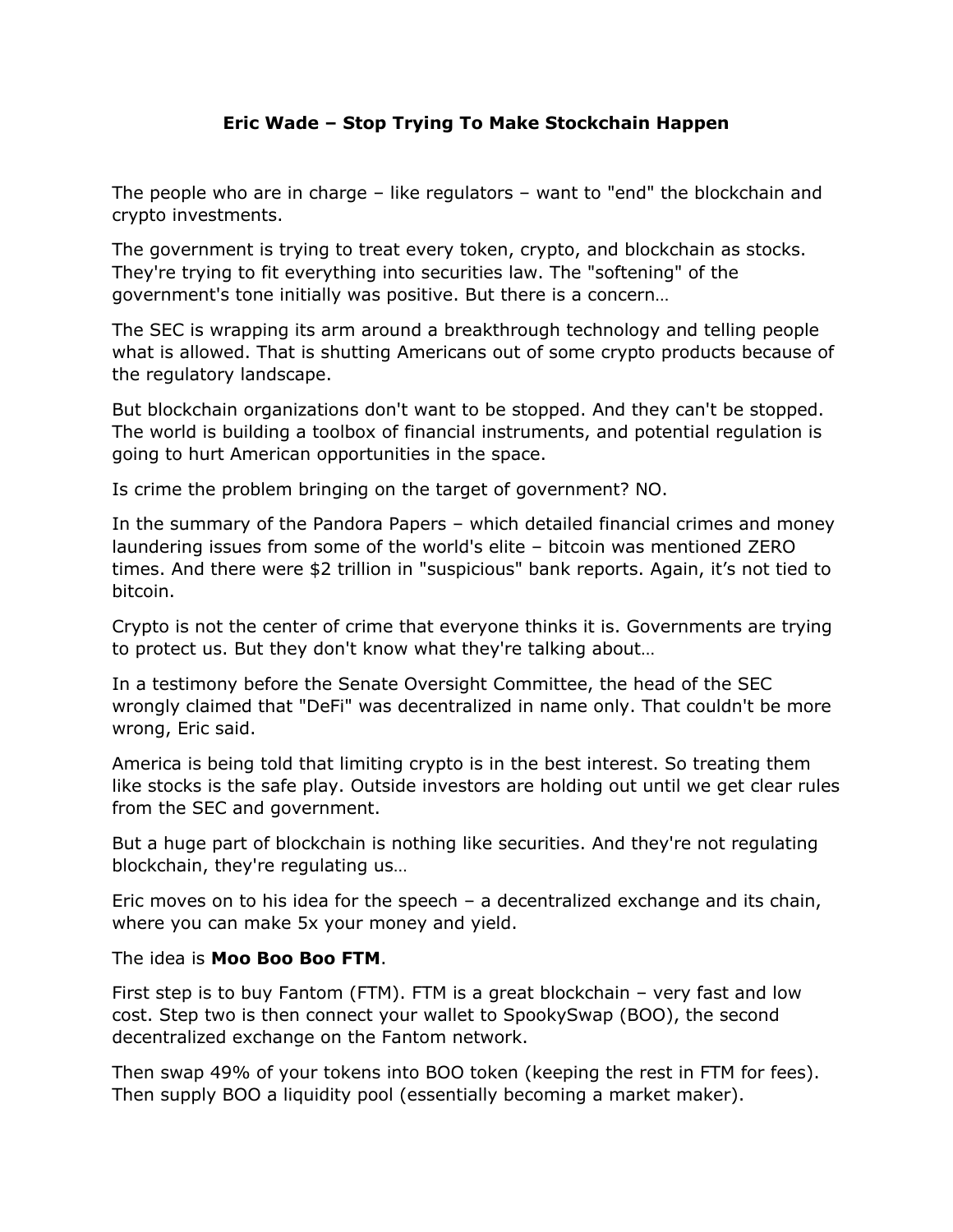# Eric Wade – Stop Trying To Make Stockchain Happen

The people who are in charge – like regulators – want to "end" the blockchain and crypto investments.

The government is trying to treat every token, crypto, and blockchain as stocks. They're trying to fit everything into securities law. The "softening" of the government's tone initially was positive. But there is a concern…

The SEC is wrapping its arm around a breakthrough technology and telling people what is allowed. That is shutting Americans out of some crypto products because of the regulatory landscape.

But blockchain organizations don't want to be stopped. And they can't be stopped. The world is building a toolbox of financial instruments, and potential regulation is going to hurt American opportunities in the space.

Is crime the problem bringing on the target of government? NO.

In the summary of the Pandora Papers – which detailed financial crimes and money laundering issues from some of the world's elite – bitcoin was mentioned ZERO times. And there were $2 trillion in "suspicious" bank reports. Again, it's not tied to bitcoin.

Crypto is not the center of crime that everyone thinks it is. Governments are trying to protect us. But they don't know what they're talking about…

In a testimony before the Senate Oversight Committee, the head of the SEC wrongly claimed that "DeFi" was decentralized in name only. That couldn't be more wrong, Eric said.

America is being told that limiting crypto is in the best interest. So treating them like stocks is the safe play. Outside investors are holding out until we get clear rules from the SEC and government.

But a huge part of blockchain is nothing like securities. And they're not regulating blockchain, they're regulating us…

Eric moves on to his idea for the speech – a decentralized exchange and its chain, where you can make 5x your money and yield.

The idea is **Moo Boo Boo FTM**.

First step is to buy Fantom (FTM). FTM is a great blockchain – very fast and low cost. Step two is then connect your wallet to SpookySwap (BOO), the second decentralized exchange on the Fantom network.

Then swap 49% of your tokens into BOO token (keeping the rest in FTM for fees). Then supply BOO a liquidity pool (essentially becoming a market maker).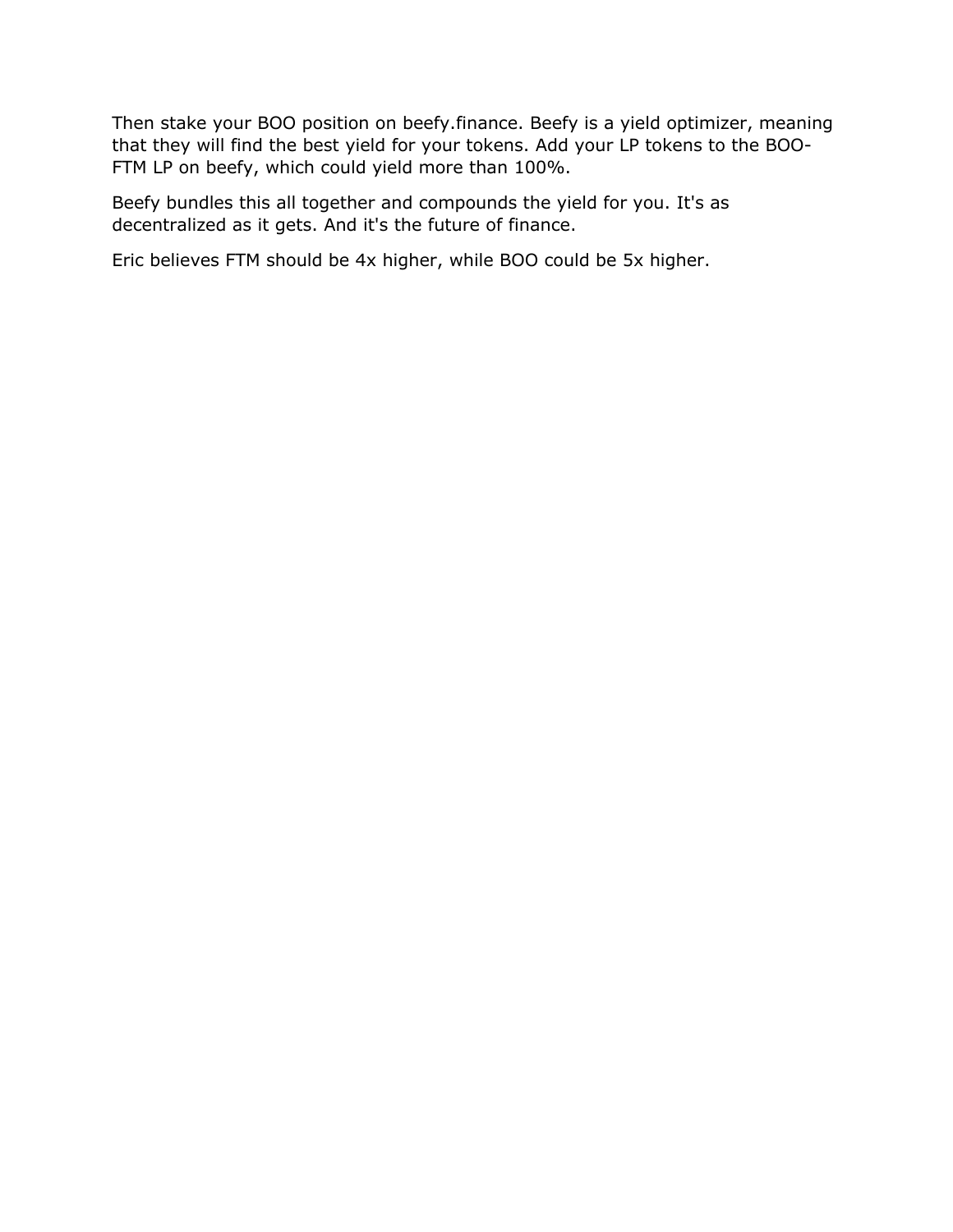Then stake your BOO position on beefy.finance. Beefy is a yield optimizer, meaning that they will find the best yield for your tokens. Add your LP tokens to the BOO-FTM LP on beefy, which could yield more than 100%.

Beefy bundles this all together and compounds the yield for you. It's as decentralized as it gets. And it's the future of finance.

Eric believes FTM should be 4x higher, while BOO could be 5x higher.